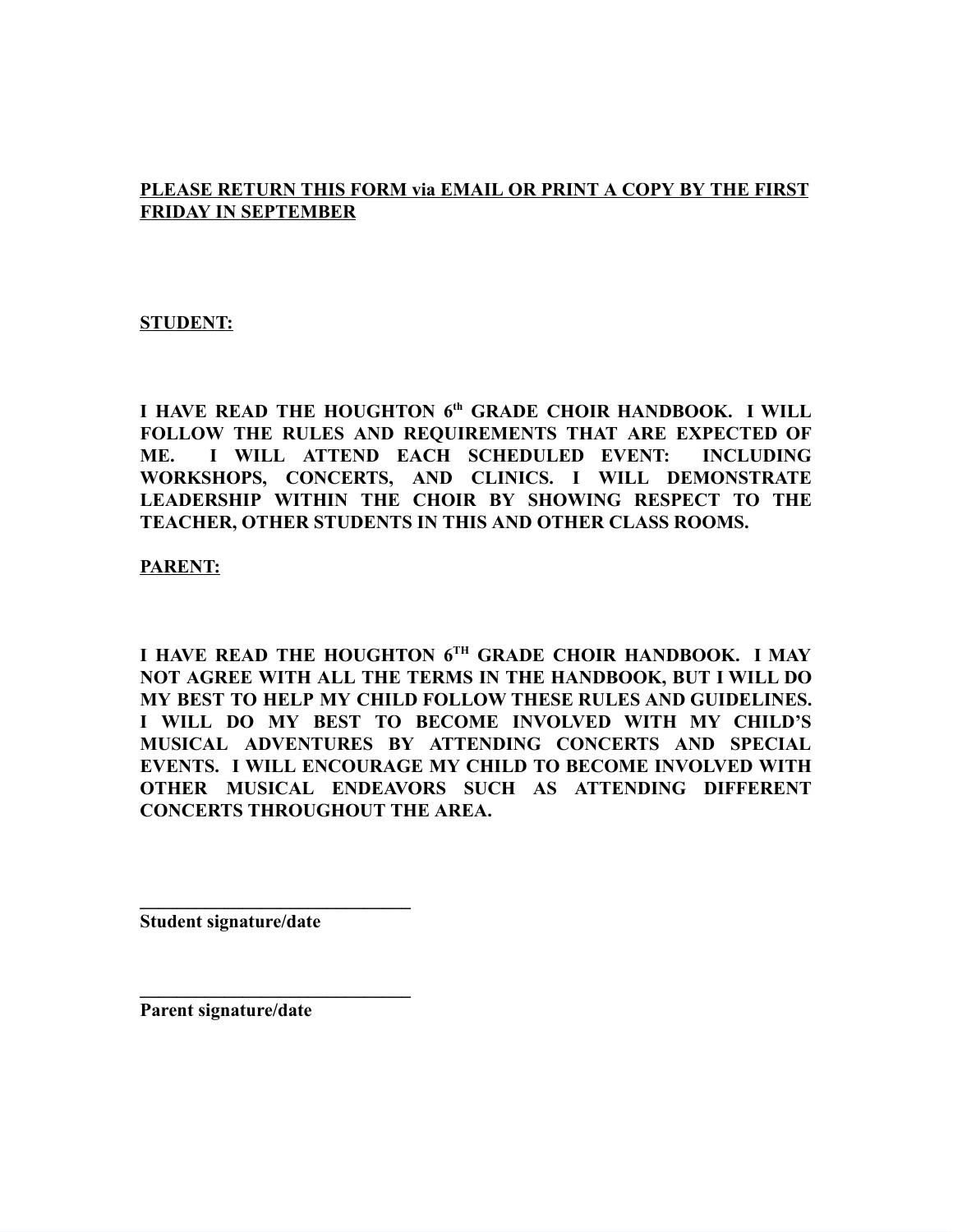**<u>PLEASE RETURN THIS FORM via EMAIL OR PRINT A COPY BY THE FIRST FRIDAY IN SEPTEMBER</u>**

**<u>STUDENT:</u>**

**I HAVE READ THE HOUGHTON 6th GRADE CHOIR HANDBOOK. I WILL FOLLOW THE RULES AND REQUIREMENTS THAT ARE EXPECTED OF ME. I WILL ATTEND EACH SCHEDULED EVENT: INCLUDING WORKSHOPS, CONCERTS, AND CLINICS. I WILL DEMONSTRATE LEADERSHIP WITHIN THE CHOIR BY SHOWING RESPECT TO THE TEACHER, OTHER STUDENTS IN THIS AND OTHER CLASS ROOMS.**

**<u>PARENT:</u>**

**I HAVE READ THE HOUGHTON 6TH GRADE CHOIR HANDBOOK. I MAY NOT AGREE WITH ALL THE TERMS IN THE HANDBOOK, BUT I WILL DO MY BEST TO HELP MY CHILD FOLLOW THESE RULES AND GUIDELINES. I WILL DO MY BEST TO BECOME INVOLVED WITH MY CHILD'S MUSICAL ADVENTURES BY ATTENDING CONCERTS AND SPECIAL EVENTS. I WILL ENCOURAGE MY CHILD TO BECOME INVOLVED WITH OTHER MUSICAL ENDEAVORS SUCH AS ATTENDING DIFFERENT CONCERTS THROUGHOUT THE AREA.**

**______________________________**
**Student signature/date**

**______________________________**
**Parent signature/date**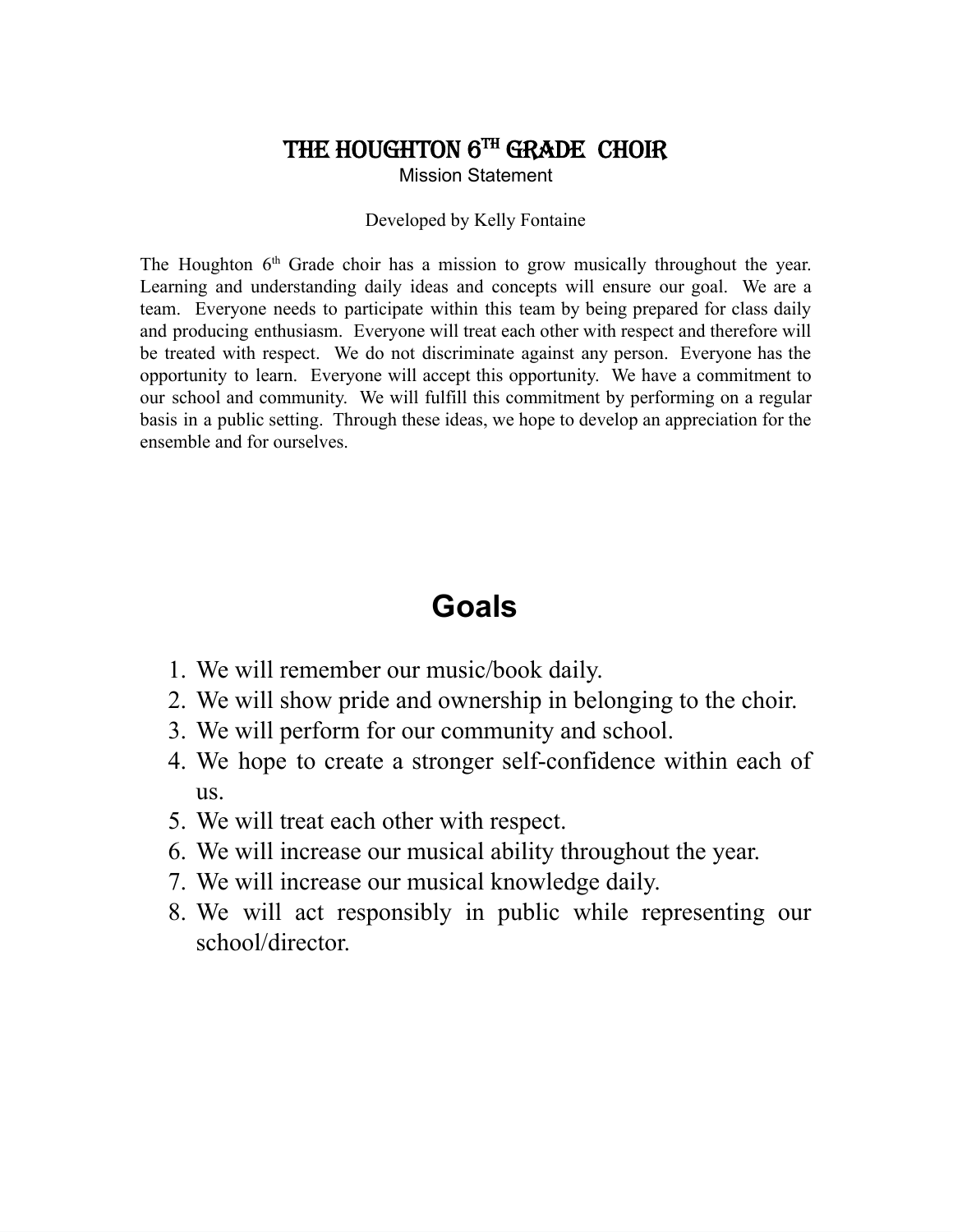# The Houghton 6th Grade Choir

Mission Statement

Developed by Kelly Fontaine

The Houghton 6th Grade choir has a mission to grow musically throughout the year. Learning and understanding daily ideas and concepts will ensure our goal. We are a team. Everyone needs to participate within this team by being prepared for class daily and producing enthusiasm. Everyone will treat each other with respect and therefore will be treated with respect. We do not discriminate against any person. Everyone has the opportunity to learn. Everyone will accept this opportunity. We have a commitment to our school and community. We will fulfill this commitment by performing on a regular basis in a public setting. Through these ideas, we hope to develop an appreciation for the ensemble and for ourselves.

## Goals

1. We will remember our music/book daily.
2. We will show pride and ownership in belonging to the choir.
3. We will perform for our community and school.
4. We hope to create a stronger self-confidence within each of us.
5. We will treat each other with respect.
6. We will increase our musical ability throughout the year.
7. We will increase our musical knowledge daily.
8. We will act responsibly in public while representing our school/director.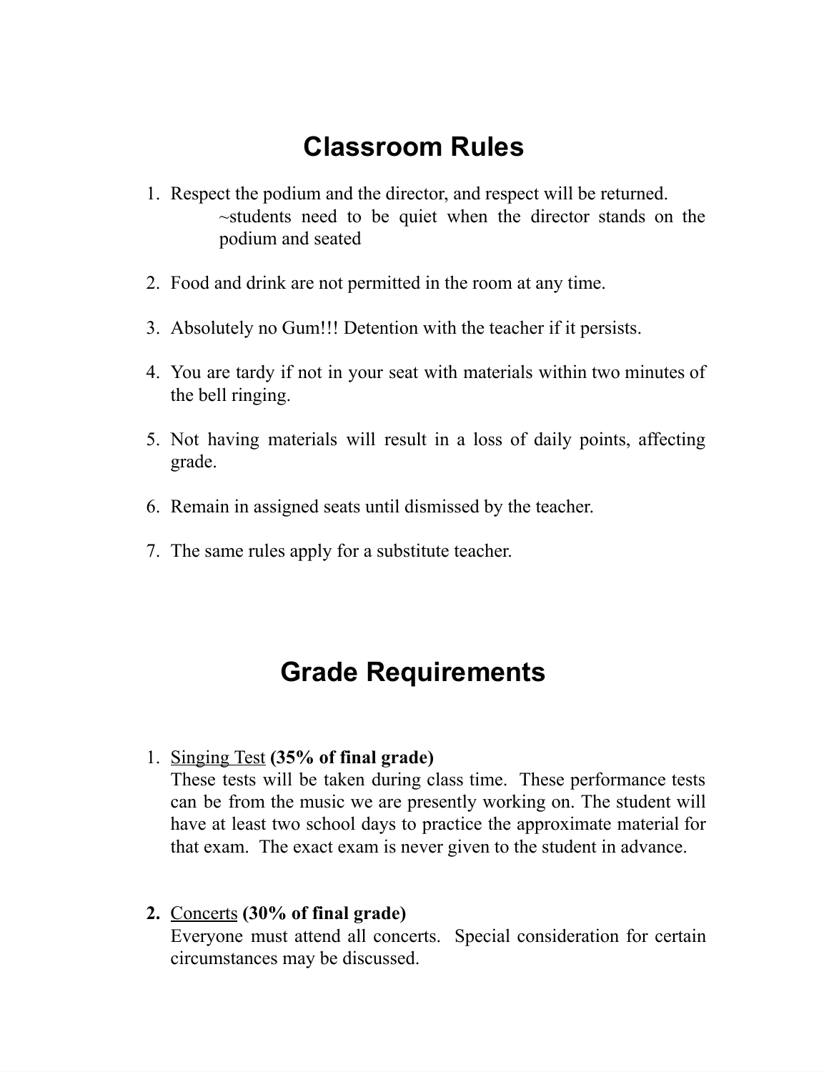# Classroom Rules

1. Respect the podium and the director, and respect will be returned.
   ~students need to be quiet when the director stands on the podium and seated

2. Food and drink are not permitted in the room at any time.

3. Absolutely no Gum!!! Detention with the teacher if it persists.

4. You are tardy if not in your seat with materials within two minutes of the bell ringing.

5. Not having materials will result in a loss of daily points, affecting grade.

6. Remain in assigned seats until dismissed by the teacher.

7. The same rules apply for a substitute teacher.

# Grade Requirements

1. <u>Singing Test</u> **(35% of final grade)**
   These tests will be taken during class time. These performance tests can be from the music we are presently working on. The student will have at least two school days to practice the approximate material for that exam. The exact exam is never given to the student in advance.

2. <u>Concerts</u> **(30% of final grade)**
   Everyone must attend all concerts. Special consideration for certain circumstances may be discussed.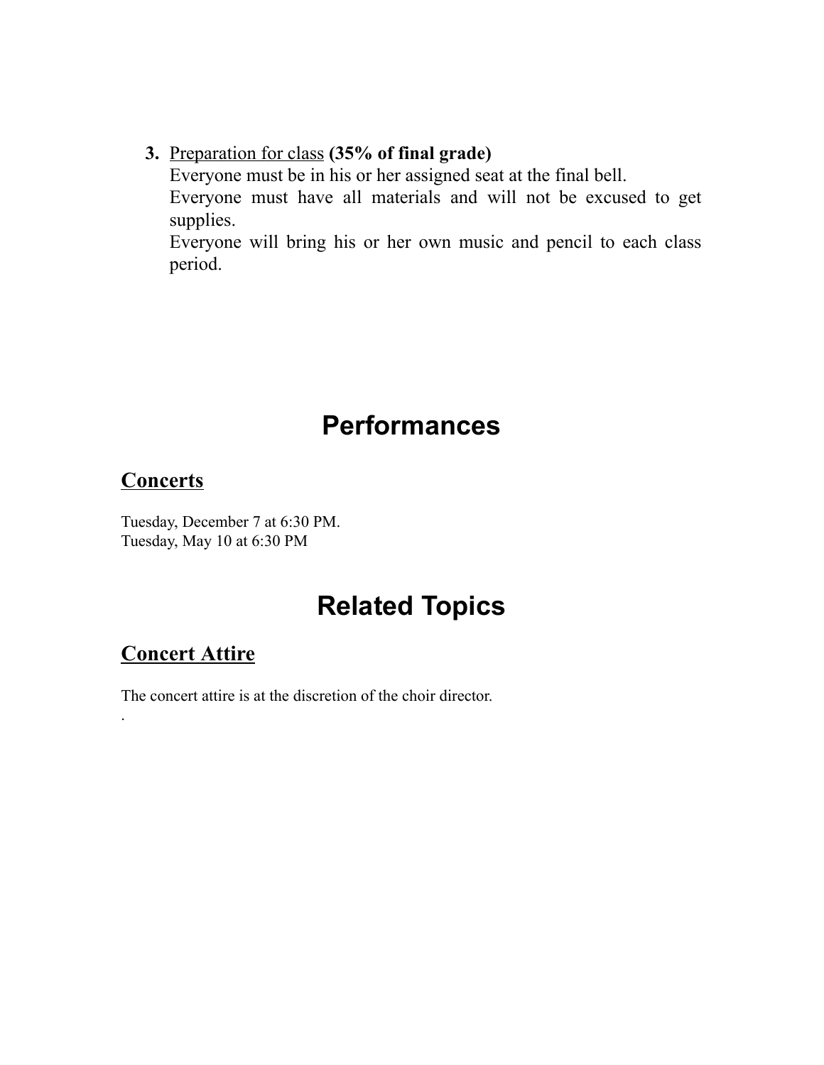3. <u>Preparation for class</u> **(35% of final grade)**
   Everyone must be in his or her assigned seat at the final bell.
   Everyone must have all materials and will not be excused to get supplies.
   Everyone will bring his or her own music and pencil to each class period.

# Performances

## <u>Concerts</u>

Tuesday, December 7 at 6:30 PM.
Tuesday, May 10 at 6:30 PM

# Related Topics

## <u>Concert Attire</u>

The concert attire is at the discretion of the choir director.
.